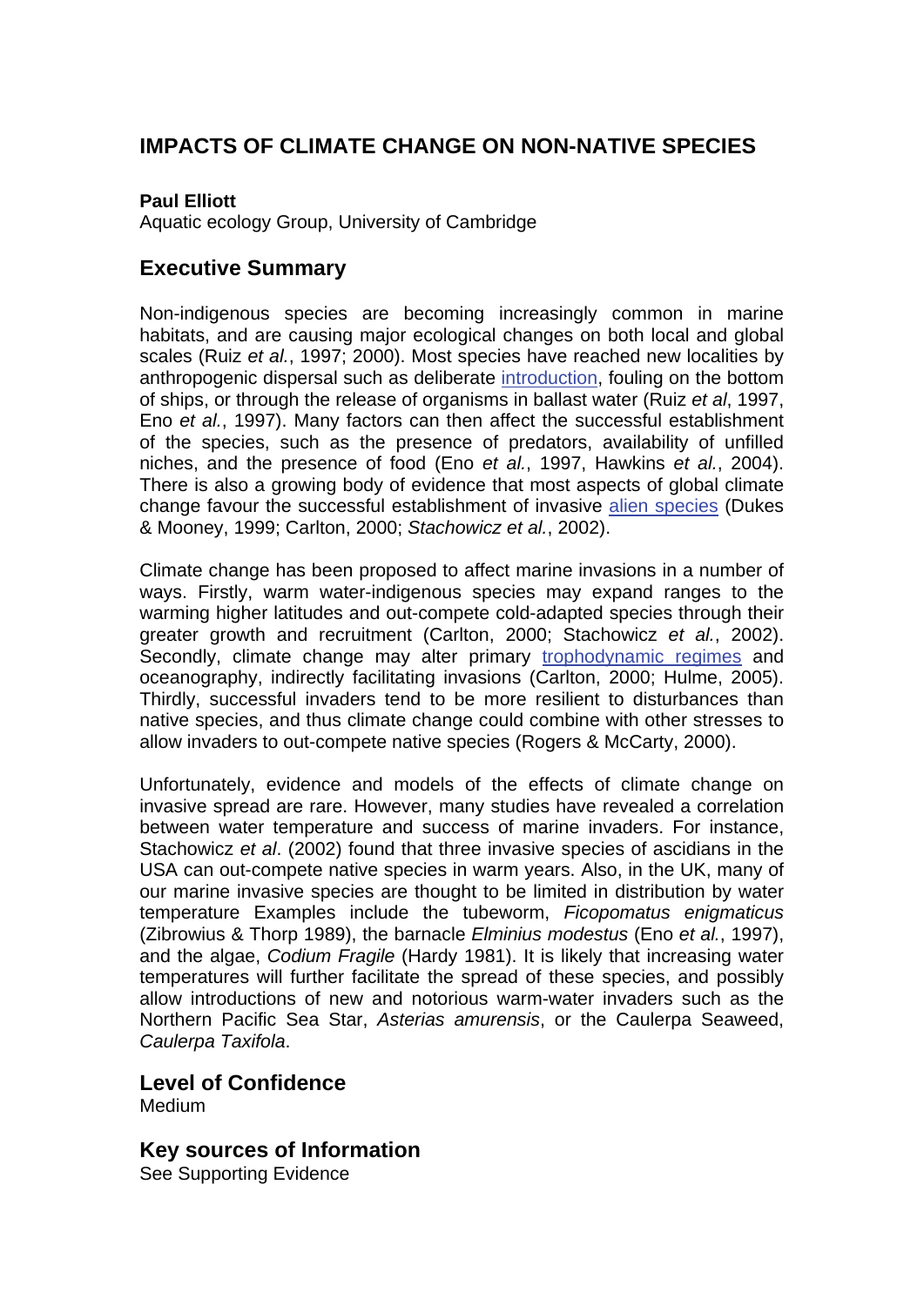# IMPACTS OF CLIMATE CHANGE ON NON-NATIVE SPECIES

**Paul Elliott**
Aquatic ecology Group, University of Cambridge

## Executive Summary

Non-indigenous species are becoming increasingly common in marine habitats, and are causing major ecological changes on both local and global scales (Ruiz *et al.*, 1997; 2000). Most species have reached new localities by anthropogenic dispersal such as deliberate introduction, fouling on the bottom of ships, or through the release of organisms in ballast water (Ruiz *et al*, 1997, Eno *et al.*, 1997). Many factors can then affect the successful establishment of the species, such as the presence of predators, availability of unfilled niches, and the presence of food (Eno *et al.*, 1997, Hawkins *et al.*, 2004). There is also a growing body of evidence that most aspects of global climate change favour the successful establishment of invasive alien species (Dukes & Mooney, 1999; Carlton, 2000; *Stachowicz et al.*, 2002).

Climate change has been proposed to affect marine invasions in a number of ways. Firstly, warm water-indigenous species may expand ranges to the warming higher latitudes and out-compete cold-adapted species through their greater growth and recruitment (Carlton, 2000; Stachowicz *et al.*, 2002). Secondly, climate change may alter primary trophodynamic regimes and oceanography, indirectly facilitating invasions (Carlton, 2000; Hulme, 2005). Thirdly, successful invaders tend to be more resilient to disturbances than native species, and thus climate change could combine with other stresses to allow invaders to out-compete native species (Rogers & McCarty, 2000).

Unfortunately, evidence and models of the effects of climate change on invasive spread are rare. However, many studies have revealed a correlation between water temperature and success of marine invaders. For instance, Stachowicz *et al*. (2002) found that three invasive species of ascidians in the USA can out-compete native species in warm years. Also, in the UK, many of our marine invasive species are thought to be limited in distribution by water temperature Examples include the tubeworm, *Ficopomatus enigmaticus* (Zibrowius & Thorp 1989), the barnacle *Elminius modestus* (Eno *et al.*, 1997), and the algae, *Codium Fragile* (Hardy 1981). It is likely that increasing water temperatures will further facilitate the spread of these species, and possibly allow introductions of new and notorious warm-water invaders such as the Northern Pacific Sea Star, *Asterias amurensis*, or the Caulerpa Seaweed, *Caulerpa Taxifola*.

## Level of Confidence

Medium

## Key sources of Information

See Supporting Evidence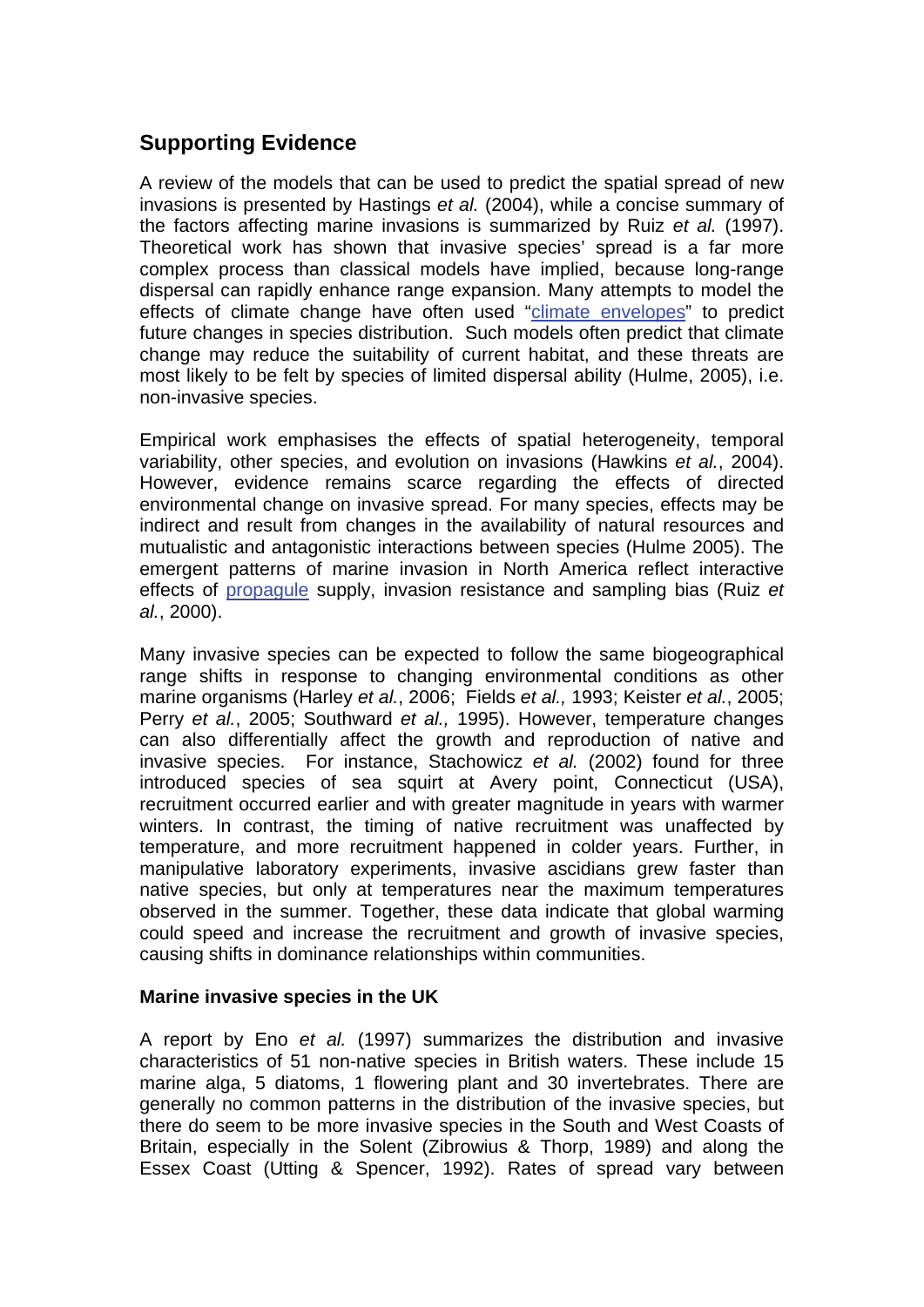## Supporting Evidence

A review of the models that can be used to predict the spatial spread of new invasions is presented by Hastings *et al.* (2004), while a concise summary of the factors affecting marine invasions is summarized by Ruiz *et al.* (1997). Theoretical work has shown that invasive species' spread is a far more complex process than classical models have implied, because long-range dispersal can rapidly enhance range expansion. Many attempts to model the effects of climate change have often used "climate envelopes" to predict future changes in species distribution. Such models often predict that climate change may reduce the suitability of current habitat, and these threats are most likely to be felt by species of limited dispersal ability (Hulme, 2005), i.e. non-invasive species.

Empirical work emphasises the effects of spatial heterogeneity, temporal variability, other species, and evolution on invasions (Hawkins *et al.*, 2004). However, evidence remains scarce regarding the effects of directed environmental change on invasive spread. For many species, effects may be indirect and result from changes in the availability of natural resources and mutualistic and antagonistic interactions between species (Hulme 2005). The emergent patterns of marine invasion in North America reflect interactive effects of propagule supply, invasion resistance and sampling bias (Ruiz *et al.*, 2000).

Many invasive species can be expected to follow the same biogeographical range shifts in response to changing environmental conditions as other marine organisms (Harley *et al.*, 2006; Fields *et al.,* 1993; Keister *et al.*, 2005; Perry *et al.*, 2005; Southward *et al.,* 1995). However, temperature changes can also differentially affect the growth and reproduction of native and invasive species. For instance, Stachowicz *et al.* (2002) found for three introduced species of sea squirt at Avery point, Connecticut (USA), recruitment occurred earlier and with greater magnitude in years with warmer winters. In contrast, the timing of native recruitment was unaffected by temperature, and more recruitment happened in colder years. Further, in manipulative laboratory experiments, invasive ascidians grew faster than native species, but only at temperatures near the maximum temperatures observed in the summer. Together, these data indicate that global warming could speed and increase the recruitment and growth of invasive species, causing shifts in dominance relationships within communities.

**Marine invasive species in the UK**

A report by Eno *et al.* (1997) summarizes the distribution and invasive characteristics of 51 non-native species in British waters. These include 15 marine alga, 5 diatoms, 1 flowering plant and 30 invertebrates. There are generally no common patterns in the distribution of the invasive species, but there do seem to be more invasive species in the South and West Coasts of Britain, especially in the Solent (Zibrowius & Thorp, 1989) and along the Essex Coast (Utting & Spencer, 1992). Rates of spread vary between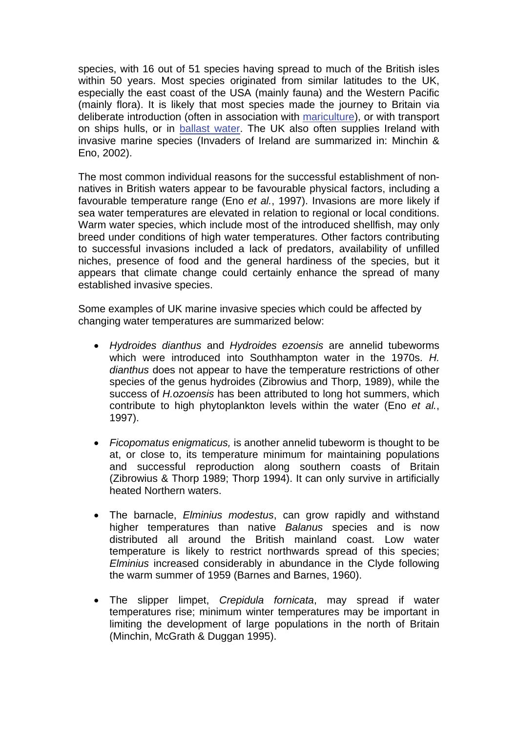species, with 16 out of 51 species having spread to much of the British isles within 50 years. Most species originated from similar latitudes to the UK, especially the east coast of the USA (mainly fauna) and the Western Pacific (mainly flora). It is likely that most species made the journey to Britain via deliberate introduction (often in association with mariculture), or with transport on ships hulls, or in ballast water. The UK also often supplies Ireland with invasive marine species (Invaders of Ireland are summarized in: Minchin & Eno, 2002).

The most common individual reasons for the successful establishment of non-natives in British waters appear to be favourable physical factors, including a favourable temperature range (Eno *et al.*, 1997). Invasions are more likely if sea water temperatures are elevated in relation to regional or local conditions. Warm water species, which include most of the introduced shellfish, may only breed under conditions of high water temperatures. Other factors contributing to successful invasions included a lack of predators, availability of unfilled niches, presence of food and the general hardiness of the species, but it appears that climate change could certainly enhance the spread of many established invasive species.

Some examples of UK marine invasive species which could be affected by changing water temperatures are summarized below:

- *Hydroides dianthus* and *Hydroides ezoensis* are annelid tubeworms which were introduced into Southhampton water in the 1970s. *H. dianthus* does not appear to have the temperature restrictions of other species of the genus hydroides (Zibrowius and Thorp, 1989), while the success of *H.ozoensis* has been attributed to long hot summers, which contribute to high phytoplankton levels within the water (Eno *et al.*, 1997).

- *Ficopomatus enigmaticus,* is another annelid tubeworm is thought to be at, or close to, its temperature minimum for maintaining populations and successful reproduction along southern coasts of Britain (Zibrowius & Thorp 1989; Thorp 1994). It can only survive in artificially heated Northern waters.

- The barnacle, *Elminius modestus*, can grow rapidly and withstand higher temperatures than native *Balanus* species and is now distributed all around the British mainland coast. Low water temperature is likely to restrict northwards spread of this species; *Elminius* increased considerably in abundance in the Clyde following the warm summer of 1959 (Barnes and Barnes, 1960).

- The slipper limpet, *Crepidula fornicata*, may spread if water temperatures rise; minimum winter temperatures may be important in limiting the development of large populations in the north of Britain (Minchin, McGrath & Duggan 1995).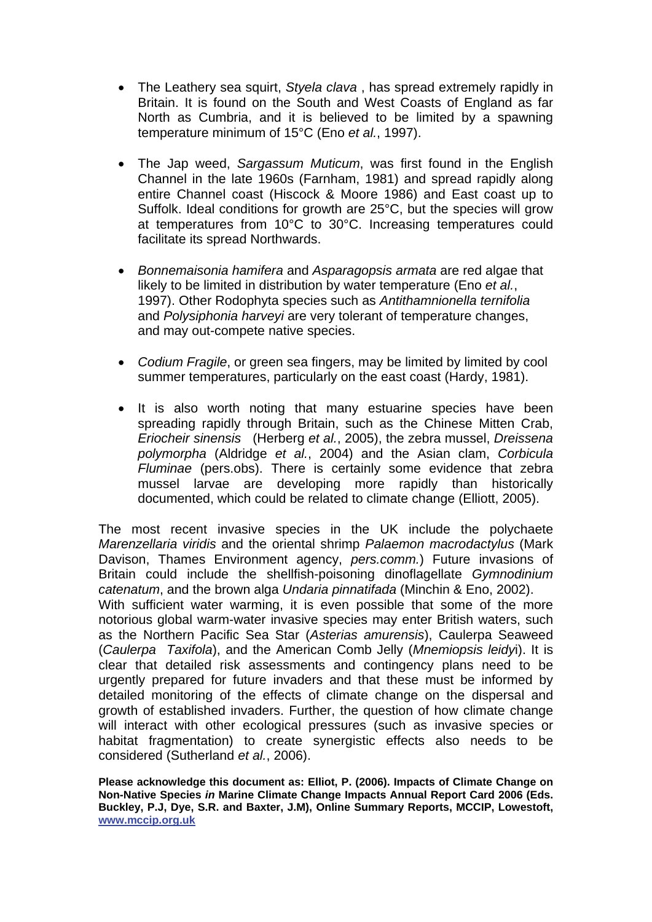- The Leathery sea squirt, *Styela clava* , has spread extremely rapidly in Britain. It is found on the South and West Coasts of England as far North as Cumbria, and it is believed to be limited by a spawning temperature minimum of 15°C (Eno *et al.*, 1997).

- The Jap weed, *Sargassum Muticum*, was first found in the English Channel in the late 1960s (Farnham, 1981) and spread rapidly along entire Channel coast (Hiscock & Moore 1986) and East coast up to Suffolk. Ideal conditions for growth are 25°C, but the species will grow at temperatures from 10°C to 30°C. Increasing temperatures could facilitate its spread Northwards.

- *Bonnemaisonia hamifera* and *Asparagopsis armata* are red algae that likely to be limited in distribution by water temperature (Eno *et al.*, 1997). Other Rodophyta species such as *Antithamnionella ternifolia* and *Polysiphonia harveyi* are very tolerant of temperature changes, and may out-compete native species.

- *Codium Fragile*, or green sea fingers, may be limited by limited by cool summer temperatures, particularly on the east coast (Hardy, 1981).

- It is also worth noting that many estuarine species have been spreading rapidly through Britain, such as the Chinese Mitten Crab, *Eriocheir sinensis* (Herberg *et al.*, 2005), the zebra mussel, *Dreissena polymorpha* (Aldridge *et al.*, 2004) and the Asian clam, *Corbicula Fluminae* (pers.obs). There is certainly some evidence that zebra mussel larvae are developing more rapidly than historically documented, which could be related to climate change (Elliott, 2005).

The most recent invasive species in the UK include the polychaete *Marenzellaria viridis* and the oriental shrimp *Palaemon macrodactylus* (Mark Davison, Thames Environment agency, *pers.comm.*) Future invasions of Britain could include the shellfish-poisoning dinoflagellate *Gymnodinium catenatum*, and the brown alga *Undaria pinnatifada* (Minchin & Eno, 2002).
With sufficient water warming, it is even possible that some of the more notorious global warm-water invasive species may enter British waters, such as the Northern Pacific Sea Star (*Asterias amurensis*), Caulerpa Seaweed (*Caulerpa Taxifola*), and the American Comb Jelly (*Mnemiopsis leidy*i). It is clear that detailed risk assessments and contingency plans need to be urgently prepared for future invaders and that these must be informed by detailed monitoring of the effects of climate change on the dispersal and growth of established invaders. Further, the question of how climate change will interact with other ecological pressures (such as invasive species or habitat fragmentation) to create synergistic effects also needs to be considered (Sutherland *et al.*, 2006).

**Please acknowledge this document as: Elliot, P. (2006). Impacts of Climate Change on Non-Native Species *in* Marine Climate Change Impacts Annual Report Card 2006 (Eds. Buckley, P.J, Dye, S.R. and Baxter, J.M), Online Summary Reports, MCCIP, Lowestoft, www.mccip.org.uk**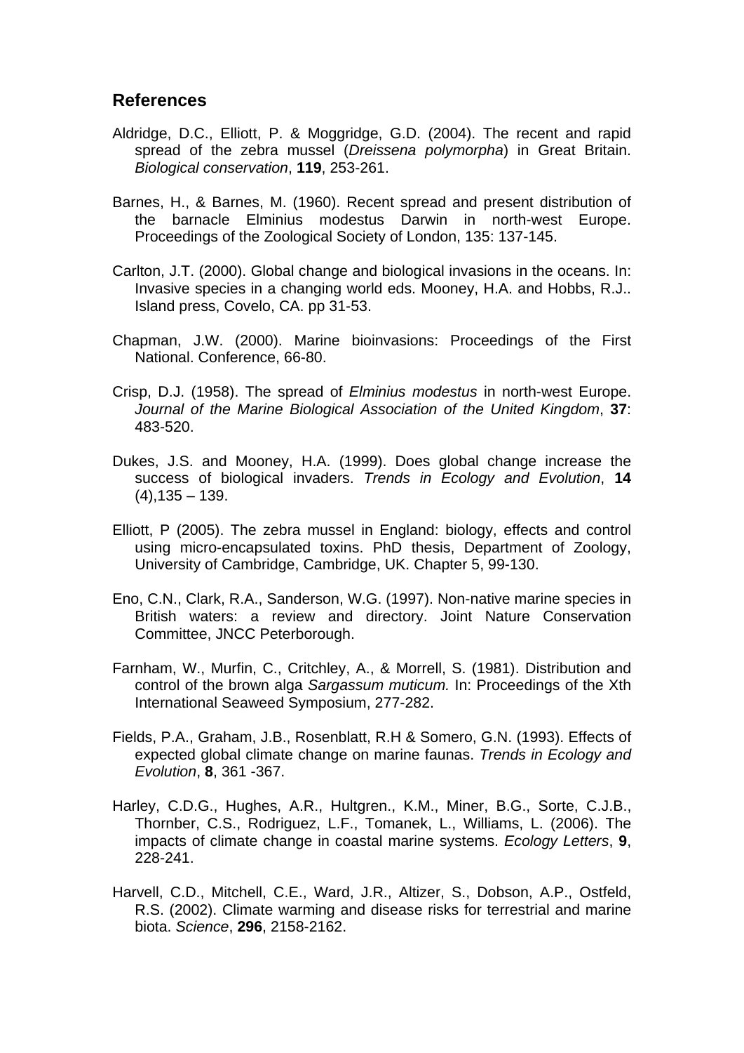## References

Aldridge, D.C., Elliott, P. & Moggridge, G.D. (2004). The recent and rapid spread of the zebra mussel (*Dreissena polymorpha*) in Great Britain. *Biological conservation*, **119**, 253-261.

Barnes, H., & Barnes, M. (1960). Recent spread and present distribution of the barnacle Elminius modestus Darwin in north-west Europe. Proceedings of the Zoological Society of London, 135: 137-145.

Carlton, J.T. (2000). Global change and biological invasions in the oceans. In: Invasive species in a changing world eds. Mooney, H.A. and Hobbs, R.J.. Island press, Covelo, CA. pp 31-53.

Chapman, J.W. (2000). Marine bioinvasions: Proceedings of the First National. Conference, 66-80.

Crisp, D.J. (1958). The spread of *Elminius modestus* in north-west Europe. *Journal of the Marine Biological Association of the United Kingdom*, **37**: 483-520.

Dukes, J.S. and Mooney, H.A. (1999). Does global change increase the success of biological invaders. *Trends in Ecology and Evolution*, **14** (4),135 – 139.

Elliott, P (2005). The zebra mussel in England: biology, effects and control using micro-encapsulated toxins. PhD thesis, Department of Zoology, University of Cambridge, Cambridge, UK. Chapter 5, 99-130.

Eno, C.N., Clark, R.A., Sanderson, W.G. (1997). Non-native marine species in British waters: a review and directory. Joint Nature Conservation Committee, JNCC Peterborough.

Farnham, W., Murfin, C., Critchley, A., & Morrell, S. (1981). Distribution and control of the brown alga *Sargassum muticum.* In: Proceedings of the Xth International Seaweed Symposium, 277-282.

Fields, P.A., Graham, J.B., Rosenblatt, R.H & Somero, G.N. (1993). Effects of expected global climate change on marine faunas. *Trends in Ecology and Evolution*, **8**, 361 -367.

Harley, C.D.G., Hughes, A.R., Hultgren., K.M., Miner, B.G., Sorte, C.J.B., Thornber, C.S., Rodriguez, L.F., Tomanek, L., Williams, L. (2006). The impacts of climate change in coastal marine systems. *Ecology Letters*, **9**, 228-241.

Harvell, C.D., Mitchell, C.E., Ward, J.R., Altizer, S., Dobson, A.P., Ostfeld, R.S. (2002). Climate warming and disease risks for terrestrial and marine biota. *Science*, **296**, 2158-2162.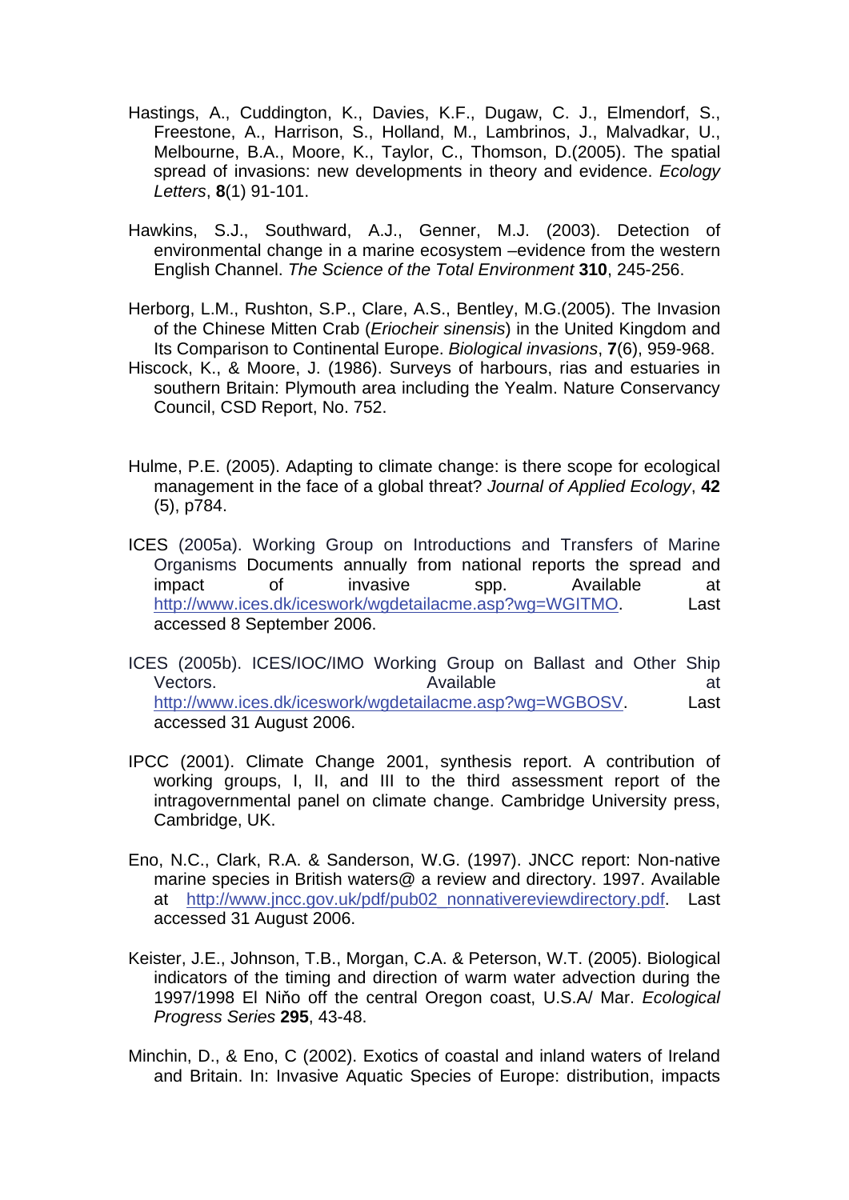Hastings, A., Cuddington, K., Davies, K.F., Dugaw, C. J., Elmendorf, S., Freestone, A., Harrison, S., Holland, M., Lambrinos, J., Malvadkar, U., Melbourne, B.A., Moore, K., Taylor, C., Thomson, D.(2005). The spatial spread of invasions: new developments in theory and evidence. *Ecology Letters*, **8**(1) 91-101.

Hawkins, S.J., Southward, A.J., Genner, M.J. (2003). Detection of environmental change in a marine ecosystem –evidence from the western English Channel. *The Science of the Total Environment* **310**, 245-256.

Herborg, L.M., Rushton, S.P., Clare, A.S., Bentley, M.G.(2005). The Invasion of the Chinese Mitten Crab (*Eriocheir sinensis*) in the United Kingdom and Its Comparison to Continental Europe. *Biological invasions*, **7**(6), 959-968.

Hiscock, K., & Moore, J. (1986). Surveys of harbours, rias and estuaries in southern Britain: Plymouth area including the Yealm. Nature Conservancy Council, CSD Report, No. 752.

Hulme, P.E. (2005). Adapting to climate change: is there scope for ecological management in the face of a global threat? *Journal of Applied Ecology*, **42** (5), p784.

ICES (2005a). Working Group on Introductions and Transfers of Marine Organisms Documents annually from national reports the spread and impact of invasive spp. Available at http://www.ices.dk/iceswork/wgdetailacme.asp?wg=WGITMO. Last accessed 8 September 2006.

ICES (2005b). ICES/IOC/IMO Working Group on Ballast and Other Ship Vectors. Available at http://www.ices.dk/iceswork/wgdetailacme.asp?wg=WGBOSV. Last accessed 31 August 2006.

IPCC (2001). Climate Change 2001, synthesis report. A contribution of working groups, I, II, and III to the third assessment report of the intragovernmental panel on climate change. Cambridge University press, Cambridge, UK.

Eno, N.C., Clark, R.A. & Sanderson, W.G. (1997). JNCC report: Non-native marine species in British waters@ a review and directory. 1997. Available at http://www.jncc.gov.uk/pdf/pub02_nonnativereviewdirectory.pdf. Last accessed 31 August 2006.

Keister, J.E., Johnson, T.B., Morgan, C.A. & Peterson, W.T. (2005). Biological indicators of the timing and direction of warm water advection during the 1997/1998 El Niňo off the central Oregon coast, U.S.A/ Mar. *Ecological Progress Series* **295**, 43-48.

Minchin, D., & Eno, C (2002). Exotics of coastal and inland waters of Ireland and Britain. In: Invasive Aquatic Species of Europe: distribution, impacts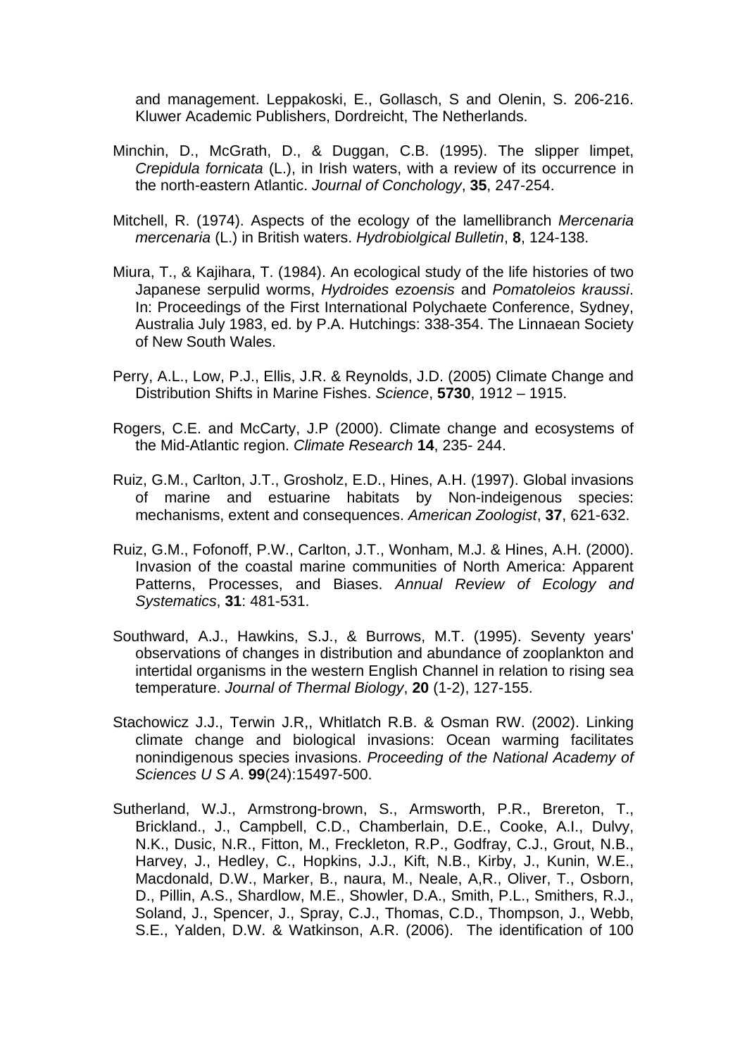and management. Leppakoski, E., Gollasch, S and Olenin, S. 206-216. Kluwer Academic Publishers, Dordreicht, The Netherlands.

Minchin, D., McGrath, D., & Duggan, C.B. (1995). The slipper limpet, *Crepidula fornicata* (L.), in Irish waters, with a review of its occurrence in the north-eastern Atlantic. *Journal of Conchology*, **35**, 247-254.

Mitchell, R. (1974). Aspects of the ecology of the lamellibranch *Mercenaria mercenaria* (L.) in British waters. *Hydrobiolgical Bulletin*, **8**, 124-138.

Miura, T., & Kajihara, T. (1984). An ecological study of the life histories of two Japanese serpulid worms, *Hydroides ezoensis* and *Pomatoleios kraussi*. In: Proceedings of the First International Polychaete Conference, Sydney, Australia July 1983, ed. by P.A. Hutchings: 338-354. The Linnaean Society of New South Wales.

Perry, A.L., Low, P.J., Ellis, J.R. & Reynolds, J.D. (2005) Climate Change and Distribution Shifts in Marine Fishes. *Science*, **5730**, 1912 – 1915.

Rogers, C.E. and McCarty, J.P (2000). Climate change and ecosystems of the Mid-Atlantic region. *Climate Research* **14**, 235- 244.

Ruiz, G.M., Carlton, J.T., Grosholz, E.D., Hines, A.H. (1997). Global invasions of marine and estuarine habitats by Non-indeigenous species: mechanisms, extent and consequences. *American Zoologist*, **37**, 621-632.

Ruiz, G.M., Fofonoff, P.W., Carlton, J.T., Wonham, M.J. & Hines, A.H. (2000). Invasion of the coastal marine communities of North America: Apparent Patterns, Processes, and Biases. *Annual Review of Ecology and Systematics*, **31**: 481-531.

Southward, A.J., Hawkins, S.J., & Burrows, M.T. (1995). Seventy years' observations of changes in distribution and abundance of zooplankton and intertidal organisms in the western English Channel in relation to rising sea temperature. *Journal of Thermal Biology*, **20** (1-2), 127-155.

Stachowicz J.J., Terwin J.R,, Whitlatch R.B. & Osman RW. (2002). Linking climate change and biological invasions: Ocean warming facilitates nonindigenous species invasions. *Proceeding of the National Academy of Sciences U S A*. **99**(24):15497-500.

Sutherland, W.J., Armstrong-brown, S., Armsworth, P.R., Brereton, T., Brickland., J., Campbell, C.D., Chamberlain, D.E., Cooke, A.I., Dulvy, N.K., Dusic, N.R., Fitton, M., Freckleton, R.P., Godfray, C.J., Grout, N.B., Harvey, J., Hedley, C., Hopkins, J.J., Kift, N.B., Kirby, J., Kunin, W.E., Macdonald, D.W., Marker, B., naura, M., Neale, A,R., Oliver, T., Osborn, D., Pillin, A.S., Shardlow, M.E., Showler, D.A., Smith, P.L., Smithers, R.J., Soland, J., Spencer, J., Spray, C.J., Thomas, C.D., Thompson, J., Webb, S.E., Yalden, D.W. & Watkinson, A.R. (2006). The identification of 100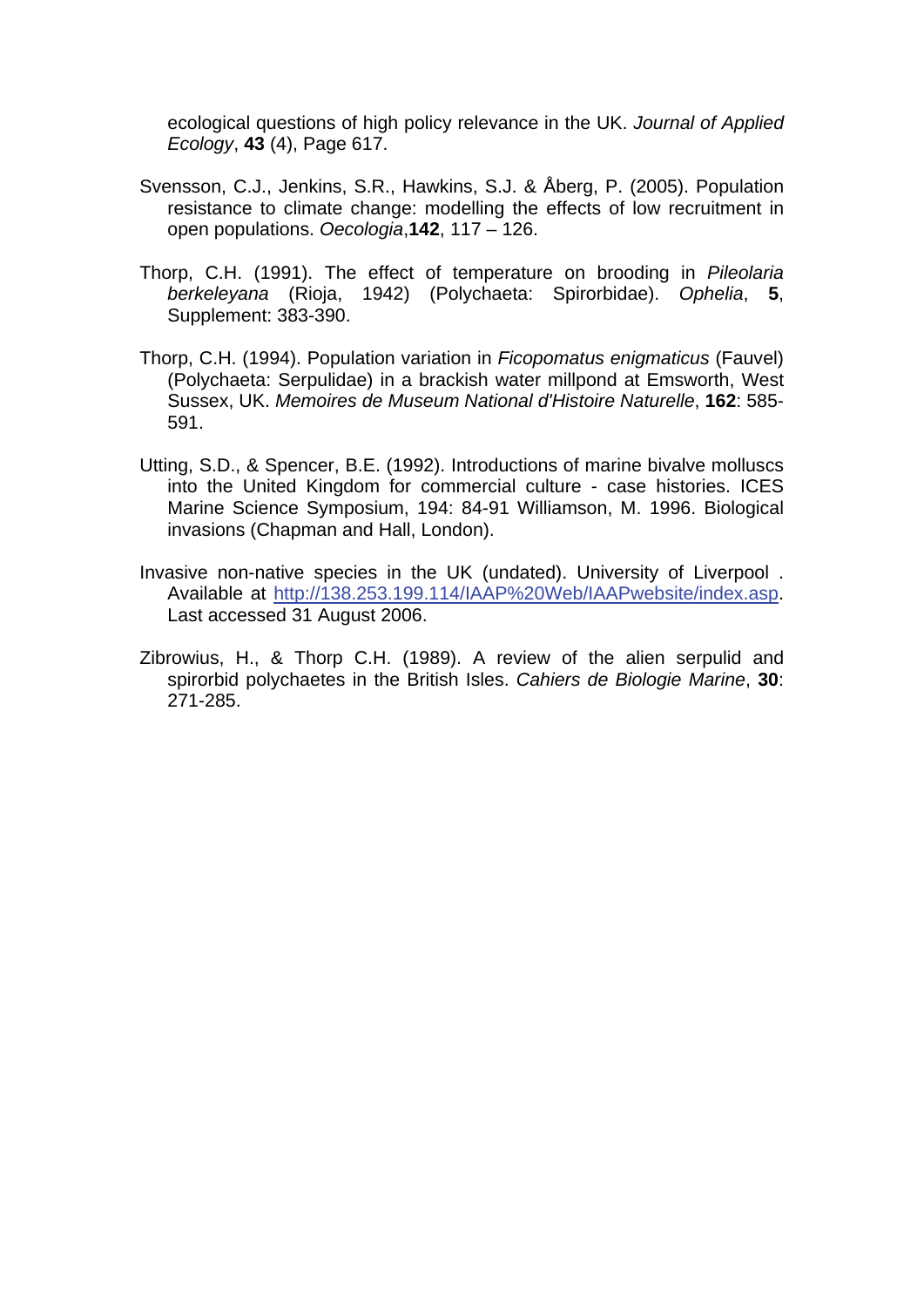ecological questions of high policy relevance in the UK. *Journal of Applied Ecology*, **43** (4), Page 617.

Svensson, C.J., Jenkins, S.R., Hawkins, S.J. & Åberg, P. (2005). Population resistance to climate change: modelling the effects of low recruitment in open populations. *Oecologia*,**142**, 117 – 126.

Thorp, C.H. (1991). The effect of temperature on brooding in *Pileolaria berkeleyana* (Rioja, 1942) (Polychaeta: Spirorbidae). *Ophelia*, **5**, Supplement: 383-390.

Thorp, C.H. (1994). Population variation in *Ficopomatus enigmaticus* (Fauvel) (Polychaeta: Serpulidae) in a brackish water millpond at Emsworth, West Sussex, UK. *Memoires de Museum National d'Histoire Naturelle*, **162**: 585-591.

Utting, S.D., & Spencer, B.E. (1992). Introductions of marine bivalve molluscs into the United Kingdom for commercial culture - case histories. ICES Marine Science Symposium, 194: 84-91 Williamson, M. 1996. Biological invasions (Chapman and Hall, London).

Invasive non-native species in the UK (undated). University of Liverpool . Available at http://138.253.199.114/IAAP%20Web/IAAPwebsite/index.asp. Last accessed 31 August 2006.

Zibrowius, H., & Thorp C.H. (1989). A review of the alien serpulid and spirorbid polychaetes in the British Isles. *Cahiers de Biologie Marine*, **30**: 271-285.